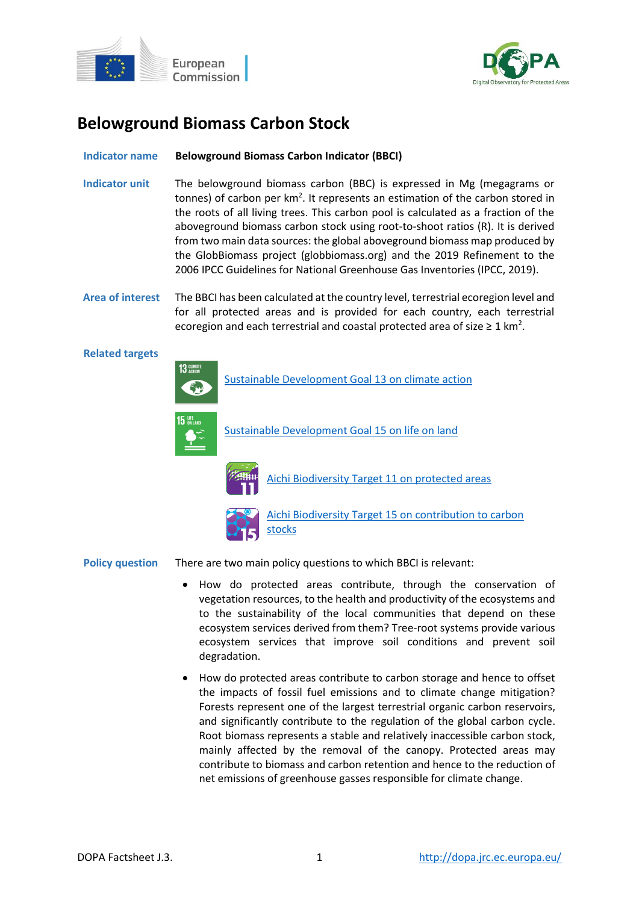# Belowground Biomass Carbon Stock

**Indicator name** **Belowground Biomass Carbon Indicator (BBCI)**

**Indicator unit** The belowground biomass carbon (BBC) is expressed in Mg (megagrams or tonnes) of carbon per $km^2$. It represents an estimation of the carbon stored in the roots of all living trees. This carbon pool is calculated as a fraction of the aboveground biomass carbon stock using root-to-shoot ratios (R). It is derived from two main data sources: the global aboveground biomass map produced by the GlobBiomass project (globbiomass.org) and the 2019 Refinement to the 2006 IPCC Guidelines for National Greenhouse Gas Inventories (IPCC, 2019).

**Area of interest** The BBCI has been calculated at the country level, terrestrial ecoregion level and for all protected areas and is provided for each country, each terrestrial ecoregion and each terrestrial and coastal protected area of size ≥ 1 $km^2$.

**Related targets**

- Sustainable Development Goal 13 on climate action
- Sustainable Development Goal 15 on life on land
- Aichi Biodiversity Target 11 on protected areas
- Aichi Biodiversity Target 15 on contribution to carbon stocks

**Policy question** There are two main policy questions to which BBCI is relevant:

- How do protected areas contribute, through the conservation of vegetation resources, to the health and productivity of the ecosystems and to the sustainability of the local communities that depend on these ecosystem services derived from them? Tree-root systems provide various ecosystem services that improve soil conditions and prevent soil degradation.
- How do protected areas contribute to carbon storage and hence to offset the impacts of fossil fuel emissions and to climate change mitigation? Forests represent one of the largest terrestrial organic carbon reservoirs, and significantly contribute to the regulation of the global carbon cycle. Root biomass represents a stable and relatively inaccessible carbon stock, mainly affected by the removal of the canopy. Protected areas may contribute to biomass and carbon retention and hence to the reduction of net emissions of greenhouse gasses responsible for climate change.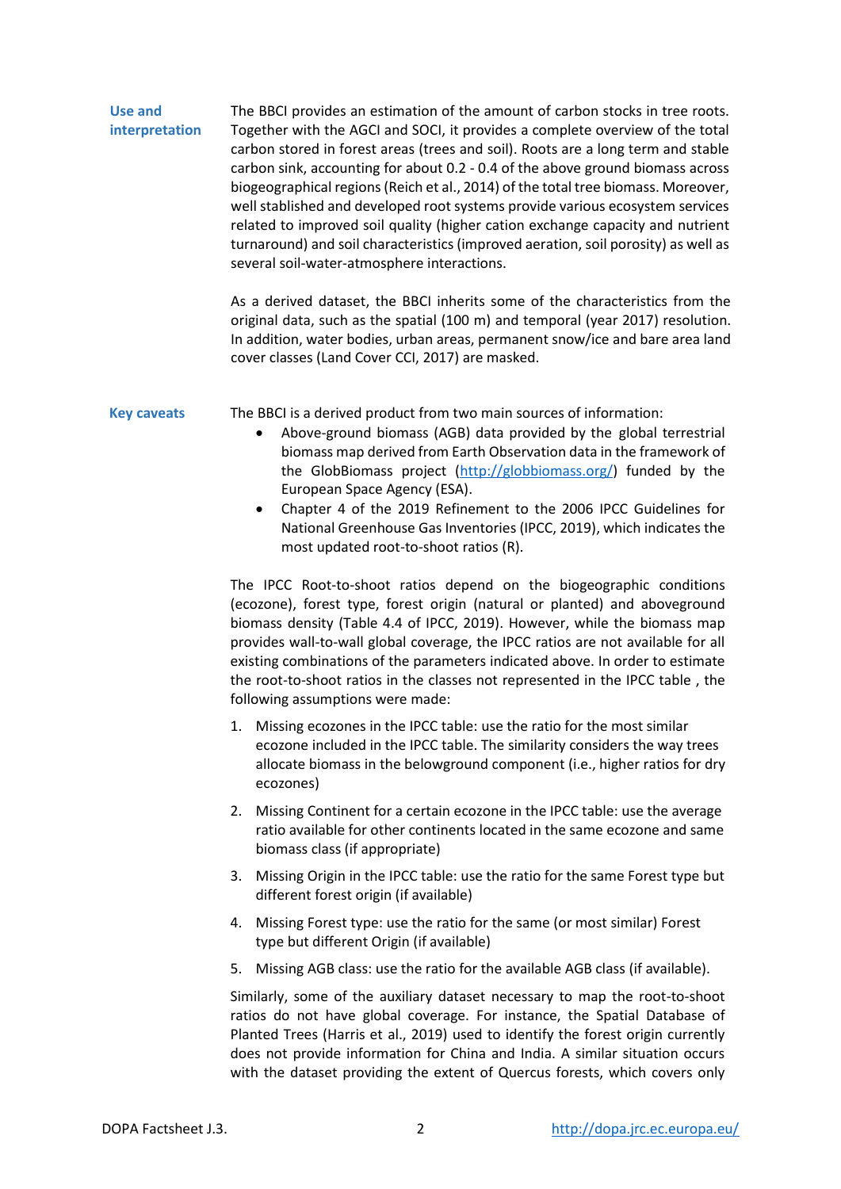**Use and interpretation**

The BBCI provides an estimation of the amount of carbon stocks in tree roots. Together with the AGCI and SOCI, it provides a complete overview of the total carbon stored in forest areas (trees and soil). Roots are a long term and stable carbon sink, accounting for about 0.2 - 0.4 of the above ground biomass across biogeographical regions (Reich et al., 2014) of the total tree biomass. Moreover, well stablished and developed root systems provide various ecosystem services related to improved soil quality (higher cation exchange capacity and nutrient turnaround) and soil characteristics (improved aeration, soil porosity) as well as several soil-water-atmosphere interactions.

As a derived dataset, the BBCI inherits some of the characteristics from the original data, such as the spatial (100 m) and temporal (year 2017) resolution. In addition, water bodies, urban areas, permanent snow/ice and bare area land cover classes (Land Cover CCI, 2017) are masked.

**Key caveats**

The BBCI is a derived product from two main sources of information:

- Above-ground biomass (AGB) data provided by the global terrestrial biomass map derived from Earth Observation data in the framework of the GlobBiomass project (http://globbiomass.org/) funded by the European Space Agency (ESA).
- Chapter 4 of the 2019 Refinement to the 2006 IPCC Guidelines for National Greenhouse Gas Inventories (IPCC, 2019), which indicates the most updated root-to-shoot ratios (R).

The IPCC Root-to-shoot ratios depend on the biogeographic conditions (ecozone), forest type, forest origin (natural or planted) and aboveground biomass density (Table 4.4 of IPCC, 2019). However, while the biomass map provides wall-to-wall global coverage, the IPCC ratios are not available for all existing combinations of the parameters indicated above. In order to estimate the root-to-shoot ratios in the classes not represented in the IPCC table , the following assumptions were made:

1. Missing ecozones in the IPCC table: use the ratio for the most similar ecozone included in the IPCC table. The similarity considers the way trees allocate biomass in the belowground component (i.e., higher ratios for dry ecozones)
2. Missing Continent for a certain ecozone in the IPCC table: use the average ratio available for other continents located in the same ecozone and same biomass class (if appropriate)
3. Missing Origin in the IPCC table: use the ratio for the same Forest type but different forest origin (if available)
4. Missing Forest type: use the ratio for the same (or most similar) Forest type but different Origin (if available)
5. Missing AGB class: use the ratio for the available AGB class (if available).

Similarly, some of the auxiliary dataset necessary to map the root-to-shoot ratios do not have global coverage. For instance, the Spatial Database of Planted Trees (Harris et al., 2019) used to identify the forest origin currently does not provide information for China and India. A similar situation occurs with the dataset providing the extent of Quercus forests, which covers only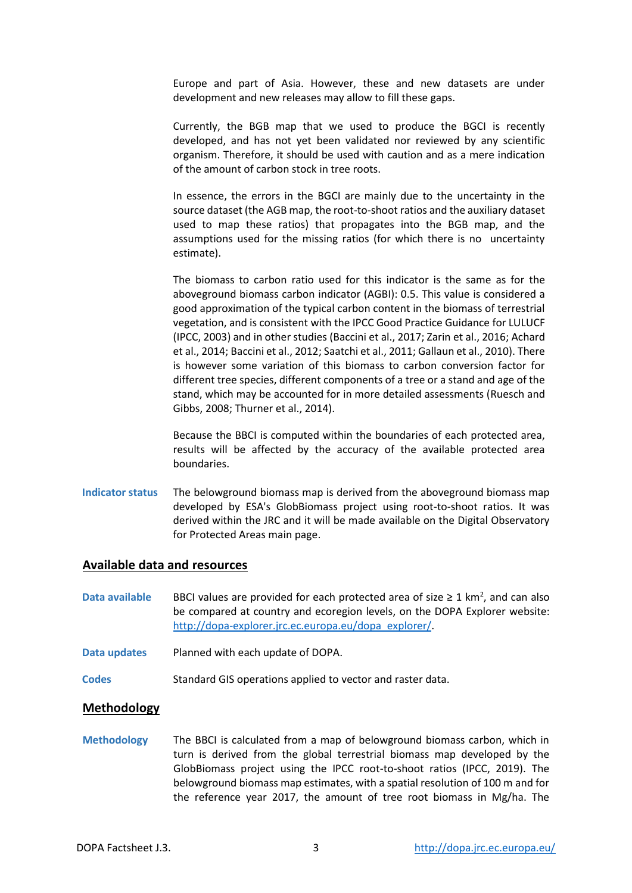Europe and part of Asia. However, these and new datasets are under development and new releases may allow to fill these gaps.

Currently, the BGB map that we used to produce the BGCI is recently developed, and has not yet been validated nor reviewed by any scientific organism. Therefore, it should be used with caution and as a mere indication of the amount of carbon stock in tree roots.

In essence, the errors in the BGCI are mainly due to the uncertainty in the source dataset (the AGB map, the root-to-shoot ratios and the auxiliary dataset used to map these ratios) that propagates into the BGB map, and the assumptions used for the missing ratios (for which there is no uncertainty estimate).

The biomass to carbon ratio used for this indicator is the same as for the aboveground biomass carbon indicator (AGBI): 0.5. This value is considered a good approximation of the typical carbon content in the biomass of terrestrial vegetation, and is consistent with the IPCC Good Practice Guidance for LULUCF (IPCC, 2003) and in other studies (Baccini et al., 2017; Zarin et al., 2016; Achard et al., 2014; Baccini et al., 2012; Saatchi et al., 2011; Gallaun et al., 2010). There is however some variation of this biomass to carbon conversion factor for different tree species, different components of a tree or a stand and age of the stand, which may be accounted for in more detailed assessments (Ruesch and Gibbs, 2008; Thurner et al., 2014).

Because the BBCI is computed within the boundaries of each protected area, results will be affected by the accuracy of the available protected area boundaries.

**Indicator status** The belowground biomass map is derived from the aboveground biomass map developed by ESA's GlobBiomass project using root-to-shoot ratios. It was derived within the JRC and it will be made available on the Digital Observatory for Protected Areas main page.

## Available data and resources

**Data available** BBCI values are provided for each protected area of size ≥ 1 km$^2$, and can also be compared at country and ecoregion levels, on the DOPA Explorer website: [http://dopa-explorer.jrc.ec.europa.eu/dopa_explorer/](http://dopa-explorer.jrc.ec.europa.eu/dopa_explorer/).

**Data updates** Planned with each update of DOPA.

**Codes** Standard GIS operations applied to vector and raster data.

## Methodology

**Methodology** The BBCI is calculated from a map of belowground biomass carbon, which in turn is derived from the global terrestrial biomass map developed by the GlobBiomass project using the IPCC root-to-shoot ratios (IPCC, 2019). The belowground biomass map estimates, with a spatial resolution of 100 m and for the reference year 2017, the amount of tree root biomass in Mg/ha. The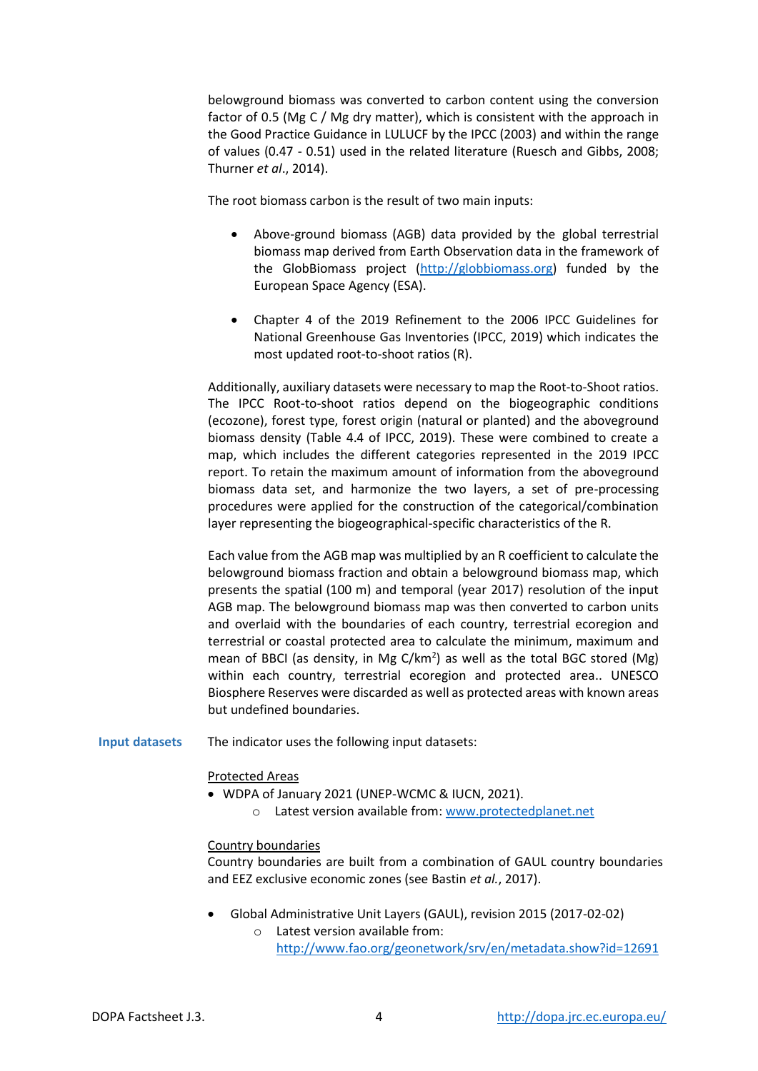belowground biomass was converted to carbon content using the conversion factor of 0.5 (Mg C / Mg dry matter), which is consistent with the approach in the Good Practice Guidance in LULUCF by the IPCC (2003) and within the range of values (0.47 - 0.51) used in the related literature (Ruesch and Gibbs, 2008; Thurner *et al*., 2014).

The root biomass carbon is the result of two main inputs:

- Above-ground biomass (AGB) data provided by the global terrestrial biomass map derived from Earth Observation data in the framework of the GlobBiomass project (http://globbiomass.org) funded by the European Space Agency (ESA).

- Chapter 4 of the 2019 Refinement to the 2006 IPCC Guidelines for National Greenhouse Gas Inventories (IPCC, 2019) which indicates the most updated root-to-shoot ratios (R).

Additionally, auxiliary datasets were necessary to map the Root-to-Shoot ratios. The IPCC Root-to-shoot ratios depend on the biogeographic conditions (ecozone), forest type, forest origin (natural or planted) and the aboveground biomass density (Table 4.4 of IPCC, 2019). These were combined to create a map, which includes the different categories represented in the 2019 IPCC report. To retain the maximum amount of information from the aboveground biomass data set, and harmonize the two layers, a set of pre-processing procedures were applied for the construction of the categorical/combination layer representing the biogeographical-specific characteristics of the R.

Each value from the AGB map was multiplied by an R coefficient to calculate the belowground biomass fraction and obtain a belowground biomass map, which presents the spatial (100 m) and temporal (year 2017) resolution of the input AGB map. The belowground biomass map was then converted to carbon units and overlaid with the boundaries of each country, terrestrial ecoregion and terrestrial or coastal protected area to calculate the minimum, maximum and mean of BBCI (as density, in Mg C/km$^2$) as well as the total BGC stored (Mg) within each country, terrestrial ecoregion and protected area.. UNESCO Biosphere Reserves were discarded as well as protected areas with known areas but undefined boundaries.

**Input datasets**

The indicator uses the following input datasets:

<u>Protected Areas</u>

- WDPA of January 2021 (UNEP-WCMC & IUCN, 2021).
    - Latest version available from: www.protectedplanet.net

<u>Country boundaries</u>

Country boundaries are built from a combination of GAUL country boundaries and EEZ exclusive economic zones (see Bastin *et al.*, 2017).

- Global Administrative Unit Layers (GAUL), revision 2015 (2017-02-02)
    - Latest version available from: http://www.fao.org/geonetwork/srv/en/metadata.show?id=12691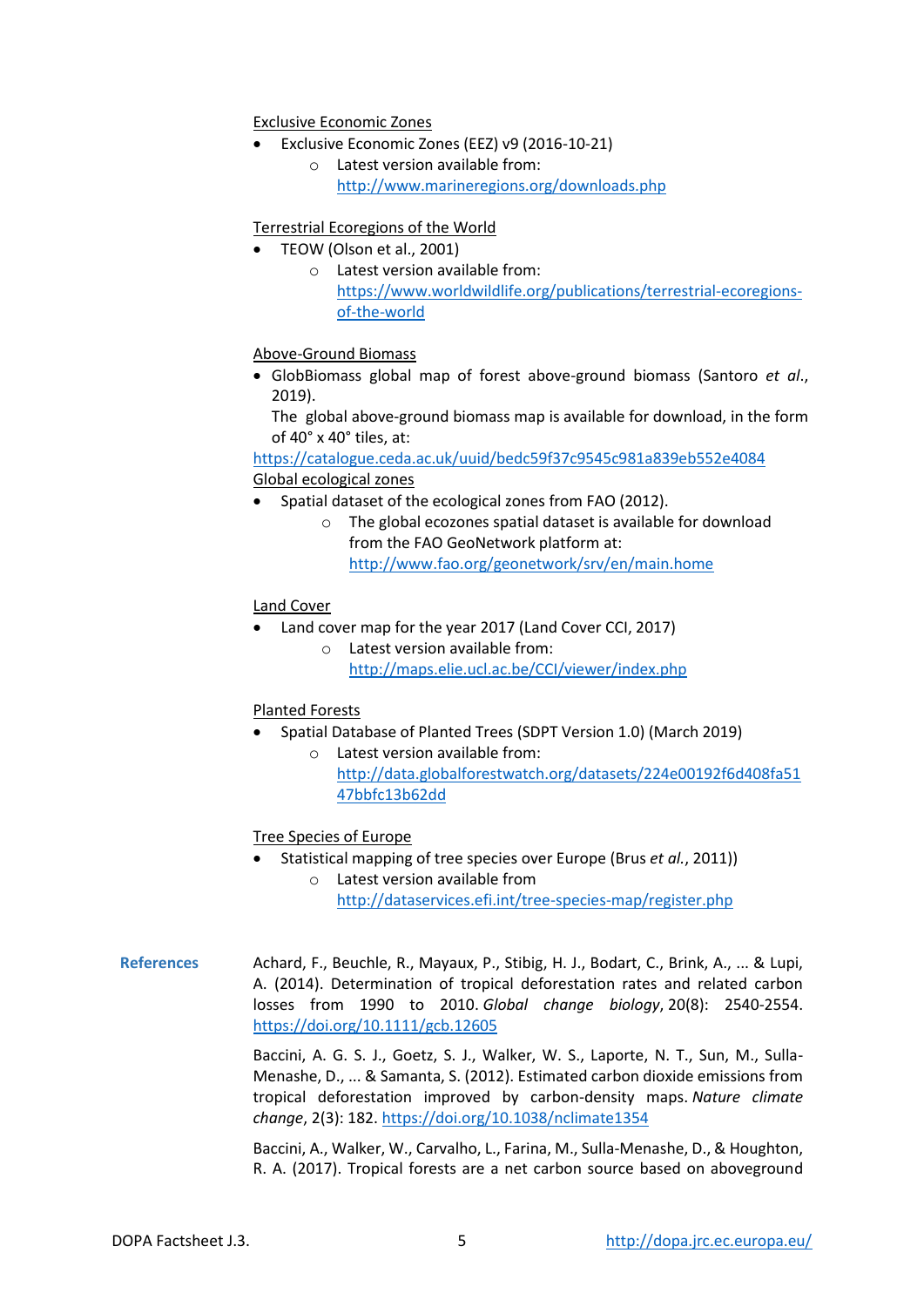Exclusive Economic Zones

- Exclusive Economic Zones (EEZ) v9 (2016-10-21)
    - Latest version available from: http://www.marineregions.org/downloads.php

Terrestrial Ecoregions of the World

- TEOW (Olson et al., 2001)
    - Latest version available from: https://www.worldwildlife.org/publications/terrestrial-ecoregions-of-the-world

Above-Ground Biomass

- GlobBiomass global map of forest above-ground biomass (Santoro *et al.*, 2019).
  The global above-ground biomass map is available for download, in the form of 40° x 40° tiles, at:

https://catalogue.ceda.ac.uk/uuid/bedc59f37c9545c981a839eb552e4084

Global ecological zones

- Spatial dataset of the ecological zones from FAO (2012).
    - The global ecozones spatial dataset is available for download from the FAO GeoNetwork platform at: http://www.fao.org/geonetwork/srv/en/main.home

Land Cover

- Land cover map for the year 2017 (Land Cover CCI, 2017)
    - Latest version available from: http://maps.elie.ucl.ac.be/CCI/viewer/index.php

Planted Forests

- Spatial Database of Planted Trees (SDPT Version 1.0) (March 2019)
    - Latest version available from: http://data.globalforestwatch.org/datasets/224e00192f6d408fa5147bbfc13b62dd

Tree Species of Europe

- Statistical mapping of tree species over Europe (Brus *et al.*, 2011))
    - Latest version available from http://dataservices.efi.int/tree-species-map/register.php

## References

Achard, F., Beuchle, R., Mayaux, P., Stibig, H. J., Bodart, C., Brink, A., ... & Lupi, A. (2014). Determination of tropical deforestation rates and related carbon losses from 1990 to 2010. *Global change biology*, 20(8): 2540-2554. https://doi.org/10.1111/gcb.12605

Baccini, A. G. S. J., Goetz, S. J., Walker, W. S., Laporte, N. T., Sun, M., Sulla-Menashe, D., ... & Samanta, S. (2012). Estimated carbon dioxide emissions from tropical deforestation improved by carbon-density maps. *Nature climate change*, 2(3): 182. https://doi.org/10.1038/nclimate1354

Baccini, A., Walker, W., Carvalho, L., Farina, M., Sulla-Menashe, D., & Houghton, R. A. (2017). Tropical forests are a net carbon source based on aboveground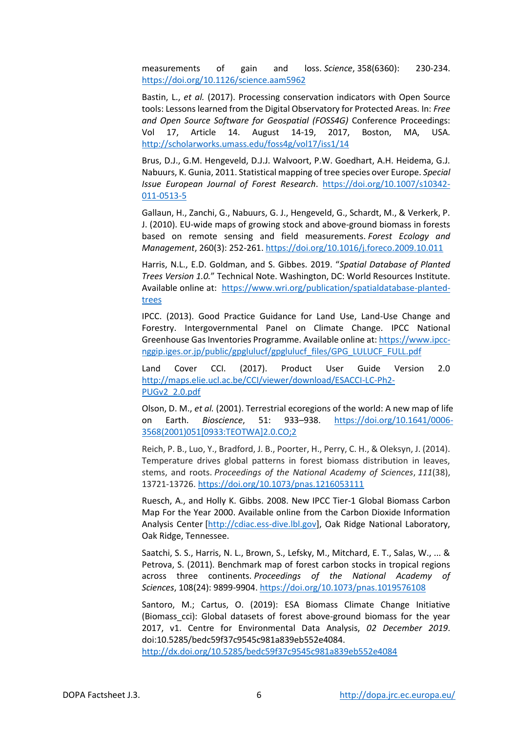measurements of gain and loss. *Science*, 358(6360): 230-234. https://doi.org/10.1126/science.aam5962

Bastin, L., *et al.* (2017). Processing conservation indicators with Open Source tools: Lessons learned from the Digital Observatory for Protected Areas. In: *Free and Open Source Software for Geospatial (FOSS4G)* Conference Proceedings: Vol 17, Article 14. August 14-19, 2017, Boston, MA, USA. http://scholarworks.umass.edu/foss4g/vol17/iss1/14

Brus, D.J., G.M. Hengeveld, D.J.J. Walvoort, P.W. Goedhart, A.H. Heidema, G.J. Nabuurs, K. Gunia, 2011. Statistical mapping of tree species over Europe. *Special Issue European Journal of Forest Research*. https://doi.org/10.1007/s10342-011-0513-5

Gallaun, H., Zanchi, G., Nabuurs, G. J., Hengeveld, G., Schardt, M., & Verkerk, P. J. (2010). EU-wide maps of growing stock and above-ground biomass in forests based on remote sensing and field measurements. *Forest Ecology and Management*, 260(3): 252-261. https://doi.org/10.1016/j.foreco.2009.10.011

Harris, N.L., E.D. Goldman, and S. Gibbes. 2019. "*Spatial Database of Planted Trees Version 1.0.*" Technical Note. Washington, DC: World Resources Institute. Available online at: https://www.wri.org/publication/spatialdatabase-planted-trees

IPCC. (2013). Good Practice Guidance for Land Use, Land-Use Change and Forestry. Intergovernmental Panel on Climate Change. IPCC National Greenhouse Gas Inventories Programme. Available online at: https://www.ipcc-nggip.iges.or.jp/public/gpglulucf/gpglulucf_files/GPG_LULUCF_FULL.pdf

Land Cover CCI. (2017). Product User Guide Version 2.0 http://maps.elie.ucl.ac.be/CCI/viewer/download/ESACCI-LC-Ph2-PUGv2_2.0.pdf

Olson, D. M., *et al.* (2001). Terrestrial ecoregions of the world: A new map of life on Earth. *Bioscience*, 51: 933–938. https://doi.org/10.1641/0006-3568(2001)051[0933:TEOTWA]2.0.CO;2

Reich, P. B., Luo, Y., Bradford, J. B., Poorter, H., Perry, C. H., & Oleksyn, J. (2014). Temperature drives global patterns in forest biomass distribution in leaves, stems, and roots. *Proceedings of the National Academy of Sciences*, *111*(38), 13721-13726. https://doi.org/10.1073/pnas.1216053111

Ruesch, A., and Holly K. Gibbs. 2008. New IPCC Tier-1 Global Biomass Carbon Map For the Year 2000. Available online from the Carbon Dioxide Information Analysis Center [http://cdiac.ess-dive.lbl.gov], Oak Ridge National Laboratory, Oak Ridge, Tennessee.

Saatchi, S. S., Harris, N. L., Brown, S., Lefsky, M., Mitchard, E. T., Salas, W., ... & Petrova, S. (2011). Benchmark map of forest carbon stocks in tropical regions across three continents. *Proceedings of the National Academy of Sciences*, 108(24): 9899-9904. https://doi.org/10.1073/pnas.1019576108

Santoro, M.; Cartus, O. (2019): ESA Biomass Climate Change Initiative (Biomass_cci): Global datasets of forest above-ground biomass for the year 2017, v1. Centre for Environmental Data Analysis, *02 December 2019*. doi:10.5285/bedc59f37c9545c981a839eb552e4084. http://dx.doi.org/10.5285/bedc59f37c9545c981a839eb552e4084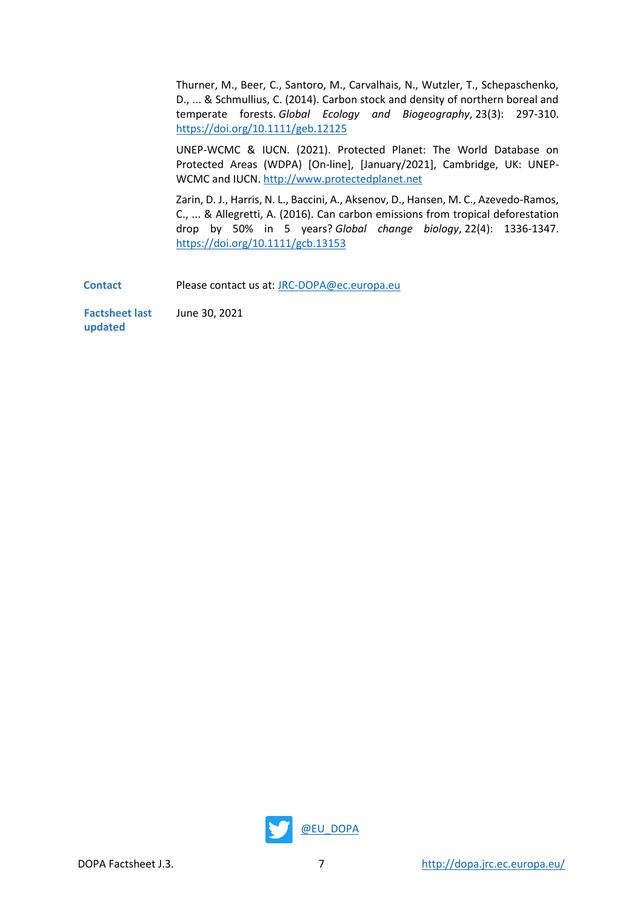Thurner, M., Beer, C., Santoro, M., Carvalhais, N., Wutzler, T., Schepaschenko, D., ... & Schmullius, C. (2014). Carbon stock and density of northern boreal and temperate forests. *Global Ecology and Biogeography*, 23(3): 297-310. https://doi.org/10.1111/geb.12125

UNEP-WCMC & IUCN. (2021). Protected Planet: The World Database on Protected Areas (WDPA) [On-line], [January/2021], Cambridge, UK: UNEP-WCMC and IUCN. http://www.protectedplanet.net

Zarin, D. J., Harris, N. L., Baccini, A., Aksenov, D., Hansen, M. C., Azevedo-Ramos, C., ... & Allegretti, A. (2016). Can carbon emissions from tropical deforestation drop by 50% in 5 years? *Global change biology*, 22(4): 1336-1347. https://doi.org/10.1111/gcb.13153

**Contact** Please contact us at: JRC-DOPA@ec.europa.eu

**Factsheet last updated** June 30, 2021

@EU_DOPA